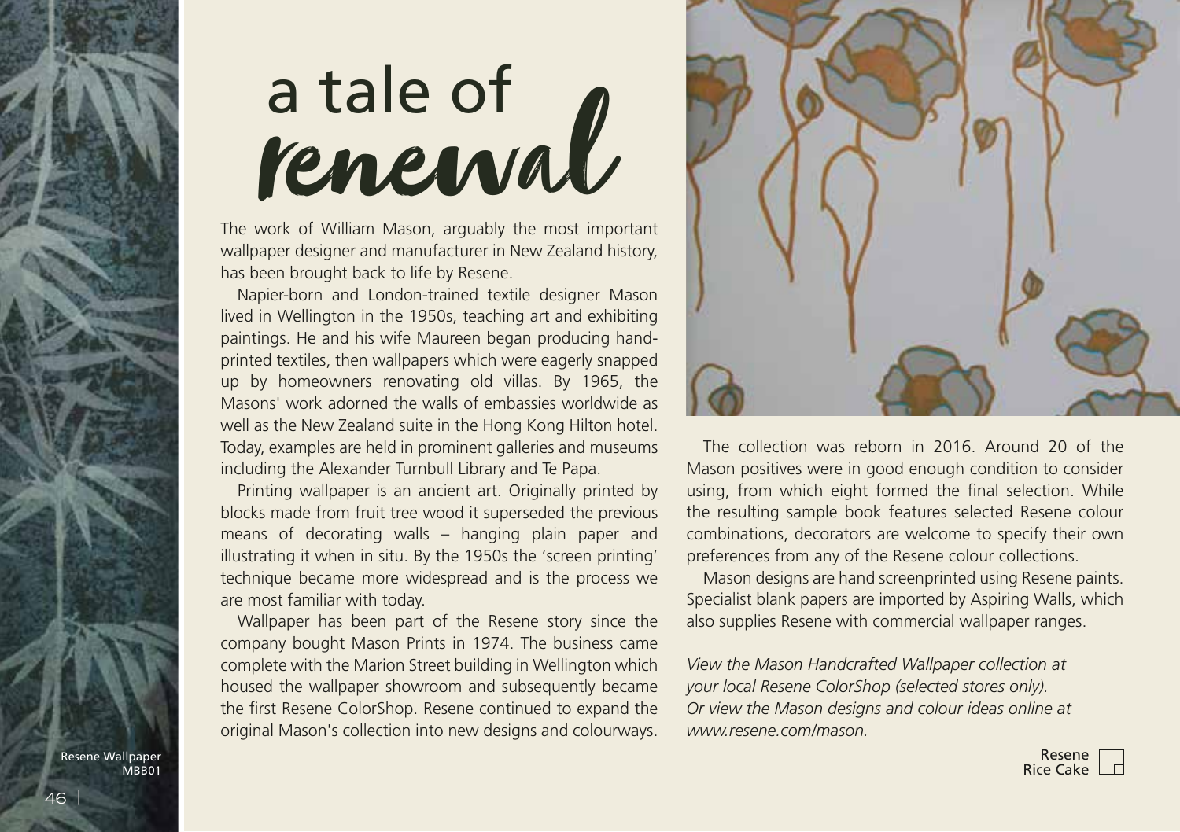# a tale of renewal

The work of William Mason, arguably the most important wallpaper designer and manufacturer in New Zealand history, has been brought back to life by Resene.

Napier-born and London-trained textile designer Mason lived in Wellington in the 1950s, teaching art and exhibiting paintings. He and his wife Maureen began producing hand-printed textiles, then wallpapers which were eagerly snapped up by homeowners renovating old villas. By 1965, the Masons' work adorned the walls of embassies worldwide as well as the New Zealand suite in the Hong Kong Hilton hotel. Today, examples are held in prominent galleries and museums including the Alexander Turnbull Library and Te Papa.

Printing wallpaper is an ancient art. Originally printed by blocks made from fruit tree wood it superseded the previous means of decorating walls – hanging plain paper and illustrating it when in situ. By the 1950s the 'screen printing' technique became more widespread and is the process we are most familiar with today.

Wallpaper has been part of the Resene story since the company bought Mason Prints in 1974. The business came complete with the Marion Street building in Wellington which housed the wallpaper showroom and subsequently became the first Resene ColorShop. Resene continued to expand the original Mason's collection into new designs and colourways.

The collection was reborn in 2016. Around 20 of the Mason positives were in good enough condition to consider using, from which eight formed the final selection. While the resulting sample book features selected Resene colour combinations, decorators are welcome to specify their own preferences from any of the Resene colour collections.

Mason designs are hand screenprinted using Resene paints. Specialist blank papers are imported by Aspiring Walls, which also supplies Resene with commercial wallpaper ranges.

*View the Mason Handcrafted Wallpaper collection at your local Resene ColorShop (selected stores only). Or view the Mason designs and colour ideas online at www.resene.com/mason.*

Resene Wallpaper MBB01

Resene Rice Cake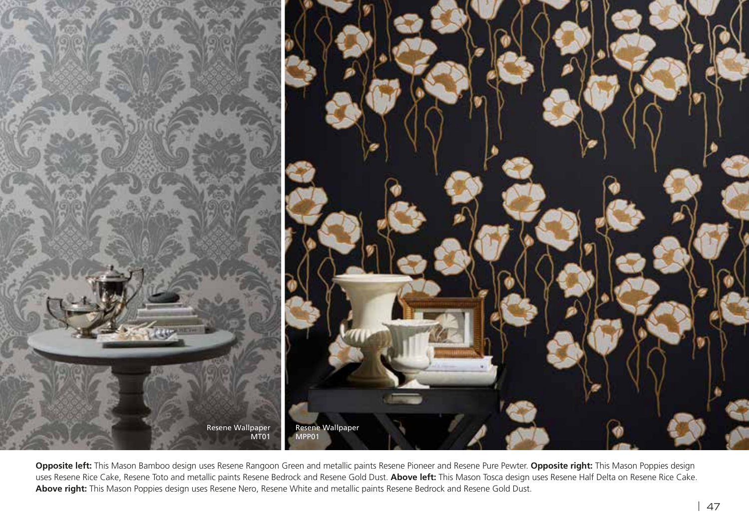Resene Wallpaper
MT01

Resene Wallpaper
MPP01

**Opposite left:** This Mason Bamboo design uses Resene Rangoon Green and metallic paints Resene Pioneer and Resene Pure Pewter. **Opposite right:** This Mason Poppies design uses Resene Rice Cake, Resene Toto and metallic paints Resene Bedrock and Resene Gold Dust. **Above left:** This Mason Tosca design uses Resene Half Delta on Resene Rice Cake. **Above right:** This Mason Poppies design uses Resene Nero, Resene White and metallic paints Resene Bedrock and Resene Gold Dust.